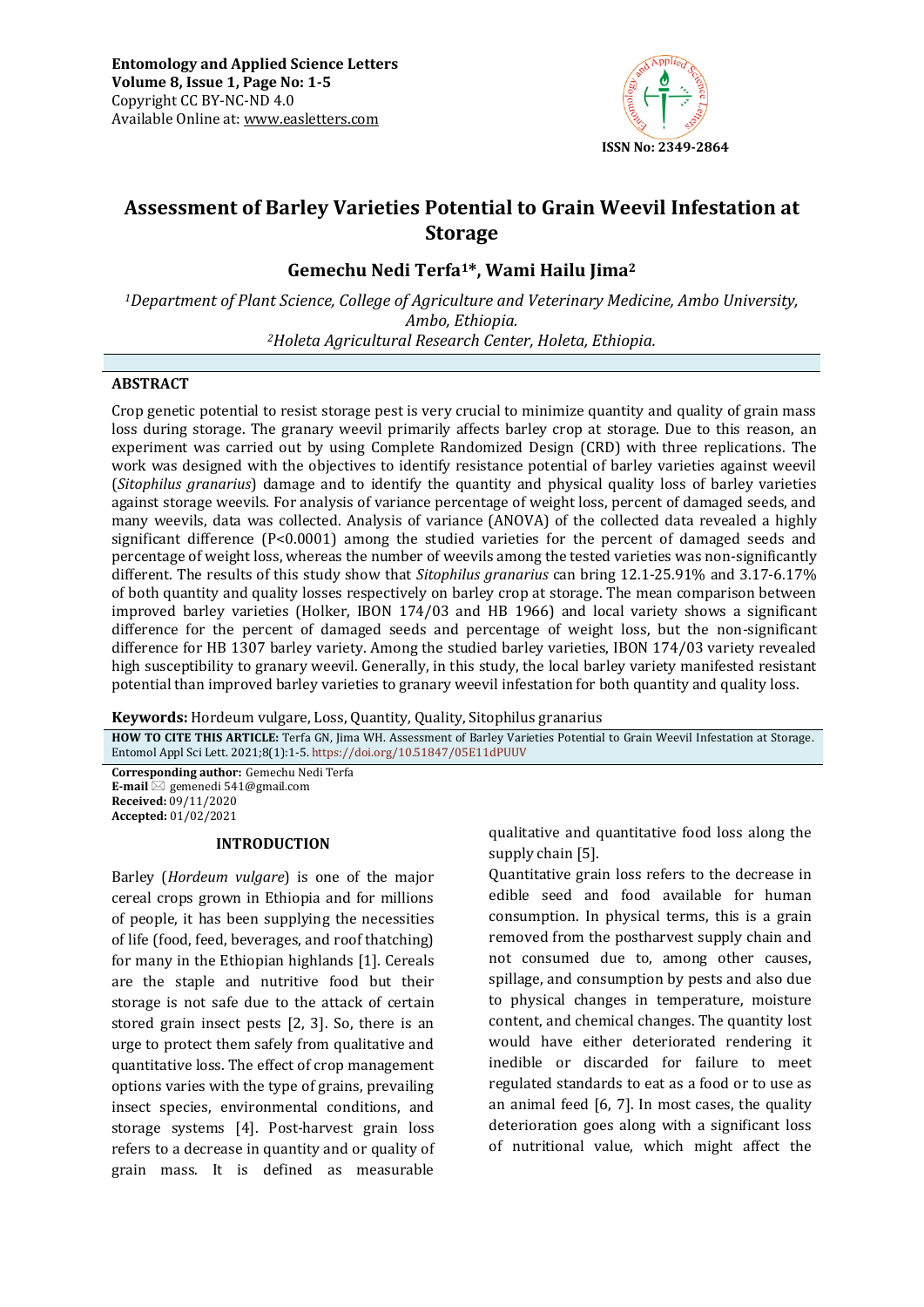Entomology and Applied Science Letters
Volume 8, Issue 1, Page No: 1-5
Copyright CC BY-NC-ND 4.0
Available Online at: www.easletters.com

ISSN No: 2349-2864

# Assessment of Barley Varieties Potential to Grain Weevil Infestation at Storage

### Gemechu Nedi Terfa[1]*, Wami Hailu Jima[2]

*[1]Department of Plant Science, College of Agriculture and Veterinary Medicine, Ambo University, Ambo, Ethiopia.*
*[2]Holeta Agricultural Research Center, Holeta, Ethiopia.*

## ABSTRACT

Crop genetic potential to resist storage pest is very crucial to minimize quantity and quality of grain mass loss during storage. The granary weevil primarily affects barley crop at storage. Due to this reason, an experiment was carried out by using Complete Randomized Design (CRD) with three replications. The work was designed with the objectives to identify resistance potential of barley varieties against weevil (*Sitophilus granarius*) damage and to identify the quantity and physical quality loss of barley varieties against storage weevils. For analysis of variance percentage of weight loss, percent of damaged seeds, and many weevils, data was collected. Analysis of variance (ANOVA) of the collected data revealed a highly significant difference (P<0.0001) among the studied varieties for the percent of damaged seeds and percentage of weight loss, whereas the number of weevils among the tested varieties was non-significantly different. The results of this study show that *Sitophilus granarius* can bring 12.1-25.91% and 3.17-6.17% of both quantity and quality losses respectively on barley crop at storage. The mean comparison between improved barley varieties (Holker, IBON 174/03 and HB 1966) and local variety shows a significant difference for the percent of damaged seeds and percentage of weight loss, but the non-significant difference for HB 1307 barley variety. Among the studied barley varieties, IBON 174/03 variety revealed high susceptibility to granary weevil. Generally, in this study, the local barley variety manifested resistant potential than improved barley varieties to granary weevil infestation for both quantity and quality loss.

**Keywords:** Hordeum vulgare, Loss, Quantity, Quality, Sitophilus granarius

**HOW TO CITE THIS ARTICLE:** Terfa GN, Jima WH. Assessment of Barley Varieties Potential to Grain Weevil Infestation at Storage. Entomol Appl Sci Lett. 2021;8(1):1-5. https://doi.org/10.51847/05E11dPUUV

**Corresponding author:** Gemechu Nedi Terfa
**E-mail** gemenedi 541@gmail.com
**Received:** 09/11/2020
**Accepted:** 01/02/2021

## INTRODUCTION

Barley (*Hordeum vulgare*) is one of the major cereal crops grown in Ethiopia and for millions of people, it has been supplying the necessities of life (food, feed, beverages, and roof thatching) for many in the Ethiopian highlands [1]. Cereals are the staple and nutritive food but their storage is not safe due to the attack of certain stored grain insect pests [2, 3]. So, there is an urge to protect them safely from qualitative and quantitative loss. The effect of crop management options varies with the type of grains, prevailing insect species, environmental conditions, and storage systems [4]. Post-harvest grain loss refers to a decrease in quantity and or quality of grain mass. It is defined as measurable qualitative and quantitative food loss along the supply chain [5].

Quantitative grain loss refers to the decrease in edible seed and food available for human consumption. In physical terms, this is a grain removed from the postharvest supply chain and not consumed due to, among other causes, spillage, and consumption by pests and also due to physical changes in temperature, moisture content, and chemical changes. The quantity lost would have either deteriorated rendering it inedible or discarded for failure to meet regulated standards to eat as a food or to use as an animal feed [6, 7]. In most cases, the quality deterioration goes along with a significant loss of nutritional value, which might affect the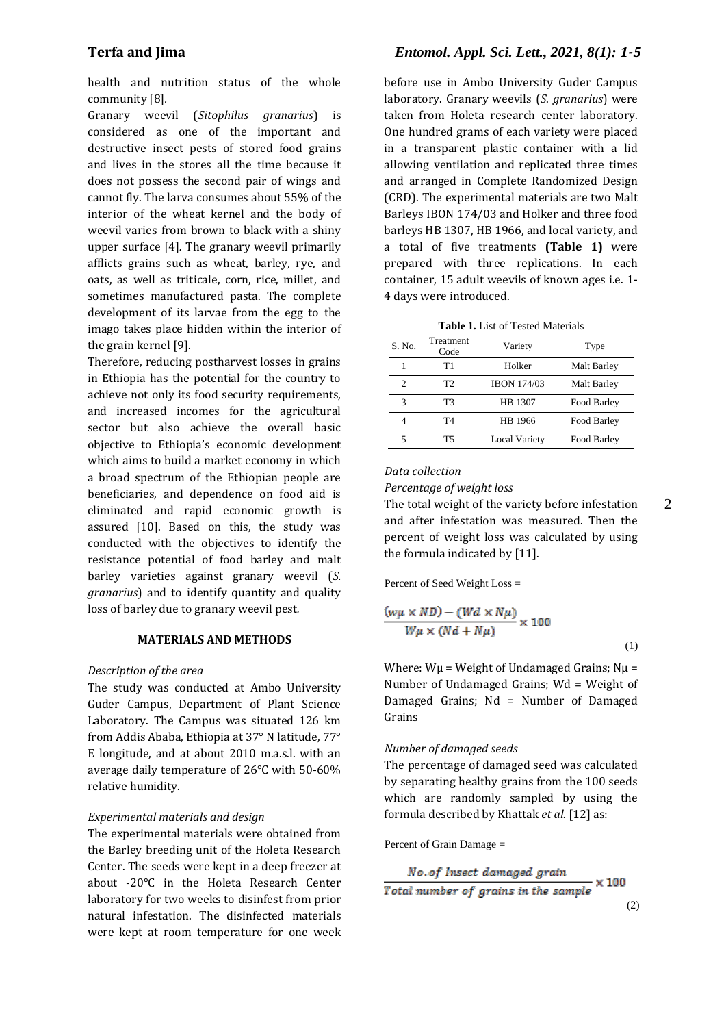health and nutrition status of the whole community [8].

Granary weevil (*Sitophilus granarius*) is considered as one of the important and destructive insect pests of stored food grains and lives in the stores all the time because it does not possess the second pair of wings and cannot fly. The larva consumes about 55% of the interior of the wheat kernel and the body of weevil varies from brown to black with a shiny upper surface [4]. The granary weevil primarily afflicts grains such as wheat, barley, rye, and oats, as well as triticale, corn, rice, millet, and sometimes manufactured pasta. The complete development of its larvae from the egg to the imago takes place hidden within the interior of the grain kernel [9].

Therefore, reducing postharvest losses in grains in Ethiopia has the potential for the country to achieve not only its food security requirements, and increased incomes for the agricultural sector but also achieve the overall basic objective to Ethiopia's economic development which aims to build a market economy in which a broad spectrum of the Ethiopian people are beneficiaries, and dependence on food aid is eliminated and rapid economic growth is assured [10]. Based on this, the study was conducted with the objectives to identify the resistance potential of food barley and malt barley varieties against granary weevil (*S. granarius*) and to identify quantity and quality loss of barley due to granary weevil pest.

## MATERIALS AND METHODS

*Description of the area*

The study was conducted at Ambo University Guder Campus, Department of Plant Science Laboratory. The Campus was situated 126 km from Addis Ababa, Ethiopia at 37° N latitude, 77° E longitude, and at about 2010 m.a.s.l. with an average daily temperature of 26°C with 50-60% relative humidity.

*Experimental materials and design*

The experimental materials were obtained from the Barley breeding unit of the Holeta Research Center. The seeds were kept in a deep freezer at about -20°C in the Holeta Research Center laboratory for two weeks to disinfest from prior natural infestation. The disinfected materials were kept at room temperature for one week before use in Ambo University Guder Campus laboratory. Granary weevils (*S. granarius*) were taken from Holeta research center laboratory. One hundred grams of each variety were placed in a transparent plastic container with a lid allowing ventilation and replicated three times and arranged in Complete Randomized Design (CRD). The experimental materials are two Malt Barleys IBON 174/03 and Holker and three food barleys HB 1307, HB 1966, and local variety, and a total of five treatments **(Table 1)** were prepared with three replications. In each container, 15 adult weevils of known ages i.e. 1-4 days were introduced.

**Table 1.** List of Tested Materials

| S. No. | Treatment Code | Variety | Type |
|---|---|---|---|
| 1 | T1 | Holker | Malt Barley |
| 2 | T2 | IBON 174/03 | Malt Barley |
| 3 | T3 | HB 1307 | Food Barley |
| 4 | T4 | HB 1966 | Food Barley |
| 5 | T5 | Local Variety | Food Barley |

*Data collection*

*Percentage of weight loss*

The total weight of the variety before infestation and after infestation was measured. Then the percent of weight loss was calculated by using the formula indicated by [11].

Percent of Seed Weight Loss =

$$\frac{(w\mu \times ND) - (Wd \times N\mu)}{W\mu \times (Nd + N\mu)} \times 100 \quad (1)$$

Where: $W\mu$ = Weight of Undamaged Grains; $N\mu$ = Number of Undamaged Grains; $Wd$ = Weight of Damaged Grains; $Nd$ = Number of Damaged Grains

*Number of damaged seeds*

The percentage of damaged seed was calculated by separating healthy grains from the 100 seeds which are randomly sampled by using the formula described by Khattak *et al.* [12] as:

Percent of Grain Damage =

$$\frac{No. of\ Insect\ damaged\ grain}{Total\ number\ of\ grains\ in\ the\ sample} \times 100 \quad (2)$$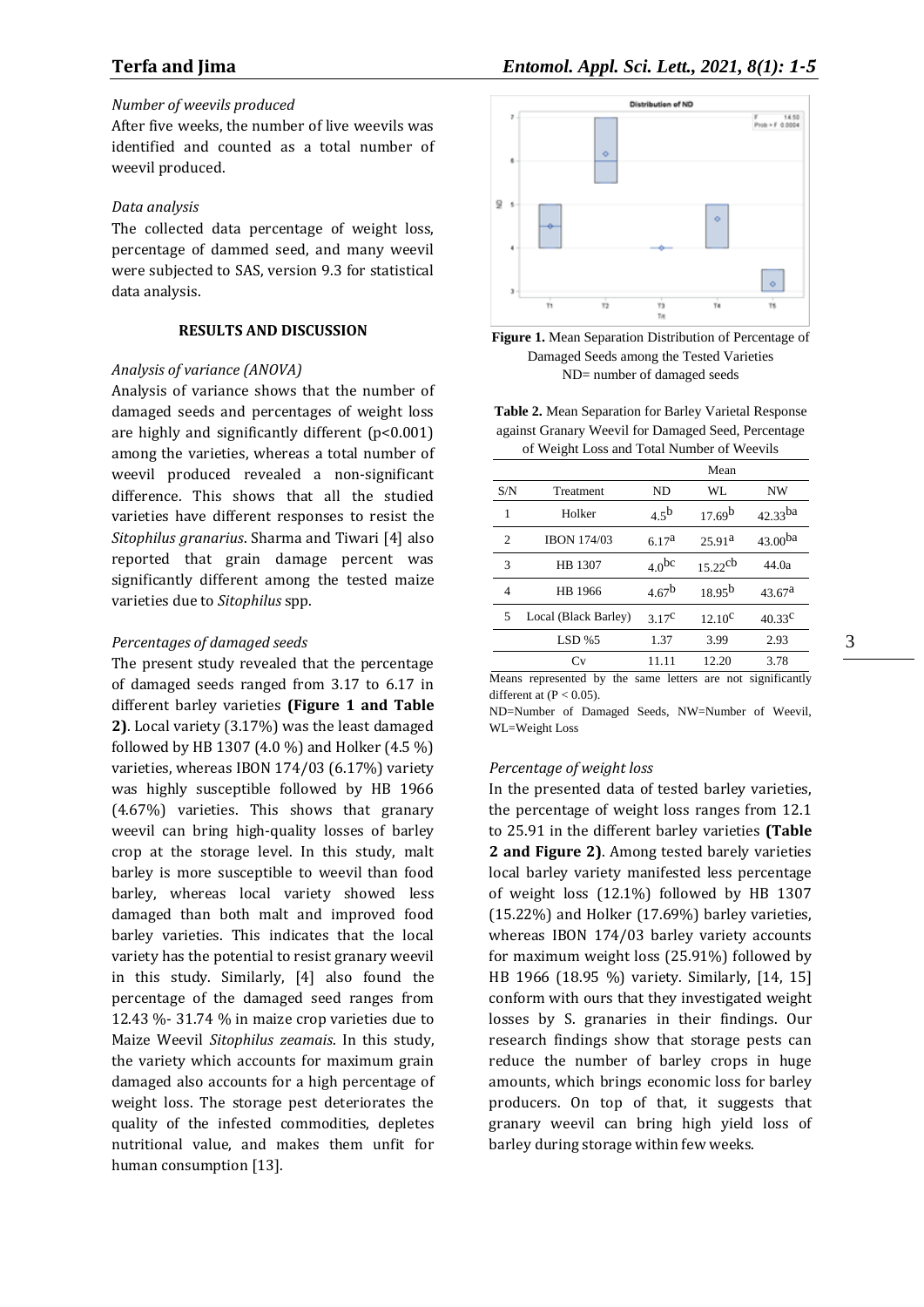*Number of weevils produced*

After five weeks, the number of live weevils was identified and counted as a total number of weevil produced.

*Data analysis*

The collected data percentage of weight loss, percentage of dammed seed, and many weevil were subjected to SAS, version 9.3 for statistical data analysis.

## RESULTS AND DISCUSSION

*Analysis of variance (ANOVA)*

Analysis of variance shows that the number of damaged seeds and percentages of weight loss are highly and significantly different ($p<0.001$) among the varieties, whereas a total number of weevil produced revealed a non-significant difference. This shows that all the studied varieties have different responses to resist the *Sitophilus granarius*. Sharma and Tiwari [4] also reported that grain damage percent was significantly different among the tested maize varieties due to *Sitophilus* spp.

*Percentages of damaged seeds*

The present study revealed that the percentage of damaged seeds ranged from 3.17 to 6.17 in different barley varieties **(Figure 1 and Table 2)**. Local variety (3.17%) was the least damaged followed by HB 1307 (4.0 %) and Holker (4.5 %) varieties, whereas IBON 174/03 (6.17%) variety was highly susceptible followed by HB 1966 (4.67%) varieties. This shows that granary weevil can bring high-quality losses of barley crop at the storage level. In this study, malt barley is more susceptible to weevil than food barley, whereas local variety showed less damaged than both malt and improved food barley varieties. This indicates that the local variety has the potential to resist granary weevil in this study. Similarly, [4] also found the percentage of the damaged seed ranges from 12.43 %- 31.74 % in maize crop varieties due to Maize Weevil *Sitophilus zeamais*. In this study, the variety which accounts for maximum grain damaged also accounts for a high percentage of weight loss. The storage pest deteriorates the quality of the infested commodities, depletes nutritional value, and makes them unfit for human consumption [13].

**Figure 1.** Mean Separation Distribution of Percentage of Damaged Seeds among the Tested Varieties
ND= number of damaged seeds

**Table 2.** Mean Separation for Barley Varietal Response against Granary Weevil for Damaged Seed, Percentage of Weight Loss and Total Number of Weevils

| | | Mean | | |
|---|---|---|---|---|
| S/N | Treatment | ND | WL | NW |
| 1 | Holker | $4.5^{b}$ | $17.69^{b}$ | $42.33^{ba}$ |
| 2 | IBON 174/03 | $6.17^{a}$ | $25.91^{a}$ | $43.00^{ba}$ |
| 3 | HB 1307 | $4.0^{bc}$ | $15.22^{cb}$ | 44.0a |
| 4 | HB 1966 | $4.67^{b}$ | $18.95^{b}$ | $43.67^{a}$ |
| 5 | Local (Black Barley) | $3.17^{c}$ | $12.10^{c}$ | $40.33^{c}$ |
| | LSD %5 | 1.37 | 3.99 | 2.93 |
| | Cv | 11.11 | 12.20 | 3.78 |

Means represented by the same letters are not significantly different at ($P < 0.05$).

ND=Number of Damaged Seeds, NW=Number of Weevil, WL=Weight Loss

*Percentage of weight loss*

In the presented data of tested barley varieties, the percentage of weight loss ranges from 12.1 to 25.91 in the different barley varieties **(Table 2 and Figure 2)**. Among tested barely varieties local barley variety manifested less percentage of weight loss (12.1%) followed by HB 1307 (15.22%) and Holker (17.69%) barley varieties, whereas IBON 174/03 barley variety accounts for maximum weight loss (25.91%) followed by HB 1966 (18.95 %) variety. Similarly, [14, 15] conform with ours that they investigated weight losses by S. granaries in their findings. Our research findings show that storage pests can reduce the number of barley crops in huge amounts, which brings economic loss for barley producers. On top of that, it suggests that granary weevil can bring high yield loss of barley during storage within few weeks.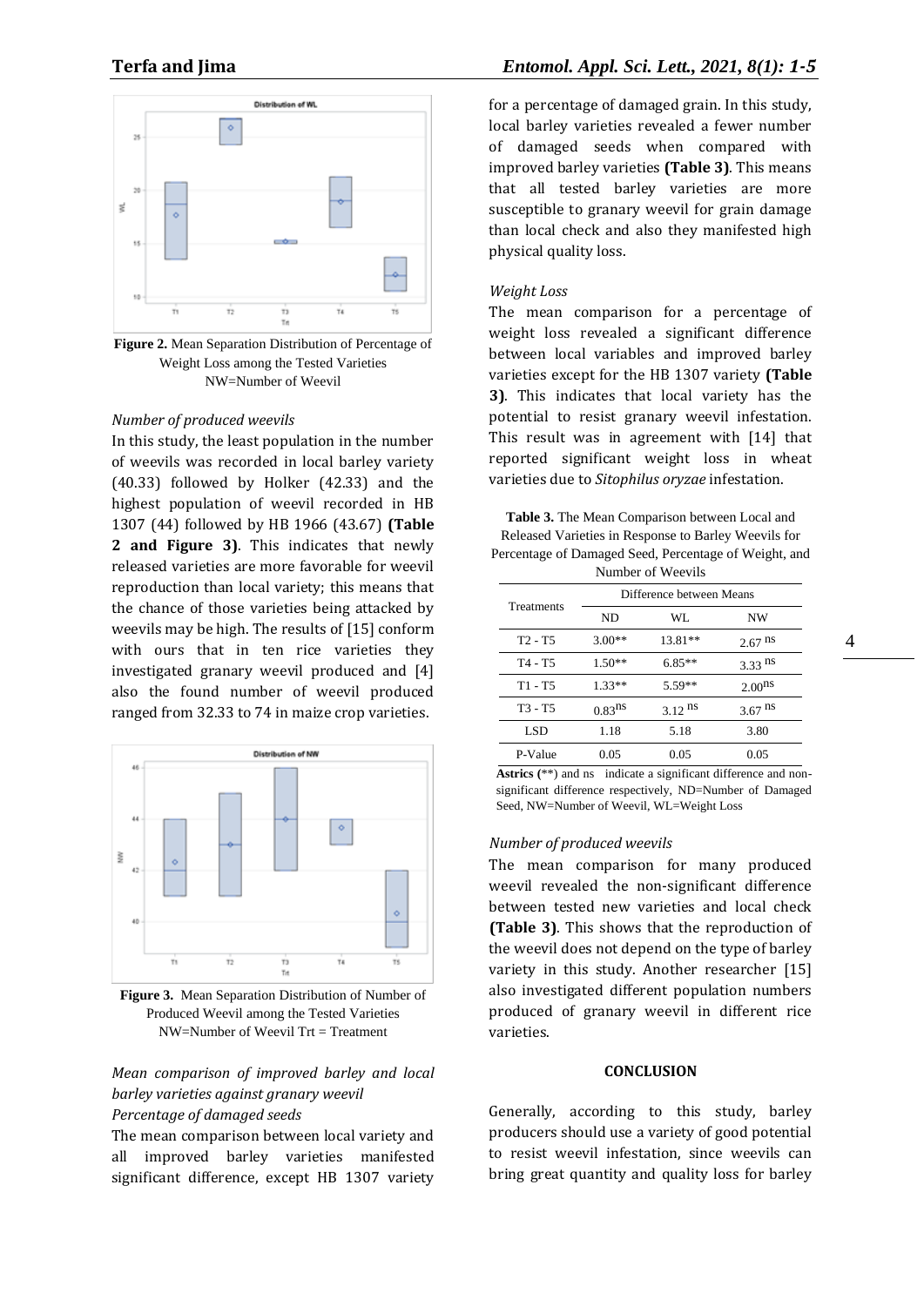**Figure 2.** Mean Separation Distribution of Percentage of Weight Loss among the Tested Varieties NW=Number of Weevil

*Number of produced weevils*

In this study, the least population in the number of weevils was recorded in local barley variety (40.33) followed by Holker (42.33) and the highest population of weevil recorded in HB 1307 (44) followed by HB 1966 (43.67) **(Table 2 and Figure 3)**. This indicates that newly released varieties are more favorable for weevil reproduction than local variety; this means that the chance of those varieties being attacked by weevils may be high. The results of [15] conform with ours that in ten rice varieties they investigated granary weevil produced and [4] also the found number of weevil produced ranged from 32.33 to 74 in maize crop varieties.

**Figure 3.** Mean Separation Distribution of Number of Produced Weevil among the Tested Varieties NW=Number of Weevil Trt = Treatment

*Mean comparison of improved barley and local barley varieties against granary weevil*

*Percentage of damaged seeds*

The mean comparison between local variety and all improved barley varieties manifested significant difference, except HB 1307 variety for a percentage of damaged grain. In this study, local barley varieties revealed a fewer number of damaged seeds when compared with improved barley varieties **(Table 3)**. This means that all tested barley varieties are more susceptible to granary weevil for grain damage than local check and also they manifested high physical quality loss.

*Weight Loss*

The mean comparison for a percentage of weight loss revealed a significant difference between local variables and improved barley varieties except for the HB 1307 variety **(Table 3)**. This indicates that local variety has the potential to resist granary weevil infestation. This result was in agreement with [14] that reported significant weight loss in wheat varieties due to *Sitophilus oryzae* infestation.

**Table 3.** The Mean Comparison between Local and Released Varieties in Response to Barley Weevils for Percentage of Damaged Seed, Percentage of Weight, and Number of Weevils

| Treatments | Difference between Means | | |
|---|---|---|---|
| | ND | WL | NW |
| T2 - T5 | 3.00** | 13.81** | 2.67 ns |
| T4 - T5 | 1.50** | 6.85** | 3.33 ns |
| T1 - T5 | 1.33** | 5.59** | 2.00ns |
| T3 - T5 | 0.83ns | 3.12 ns | 3.67 ns |
| LSD | 1.18 | 5.18 | 3.80 |
| P-Value | 0.05 | 0.05 | 0.05 |

**Astrics** (**) and ns indicate a significant difference and non-significant difference respectively, ND=Number of Damaged Seed, NW=Number of Weevil, WL=Weight Loss

*Number of produced weevils*

The mean comparison for many produced weevil revealed the non-significant difference between tested new varieties and local check **(Table 3)**. This shows that the reproduction of the weevil does not depend on the type of barley variety in this study. Another researcher [15] also investigated different population numbers produced of granary weevil in different rice varieties.

## CONCLUSION

Generally, according to this study, barley producers should use a variety of good potential to resist weevil infestation, since weevils can bring great quantity and quality loss for barley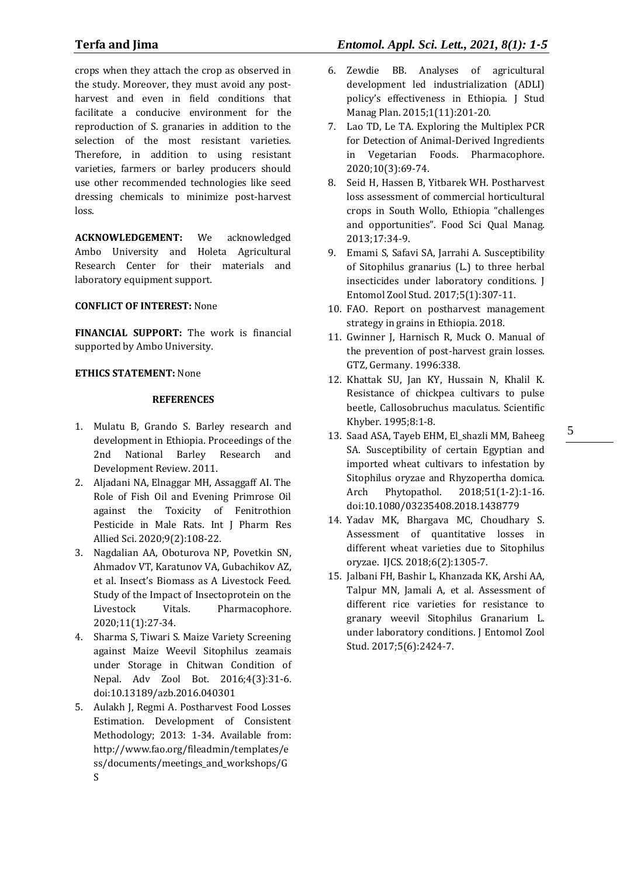crops when they attach the crop as observed in the study. Moreover, they must avoid any post-harvest and even in field conditions that facilitate a conducive environment for the reproduction of S. granaries in addition to the selection of the most resistant varieties. Therefore, in addition to using resistant varieties, farmers or barley producers should use other recommended technologies like seed dressing chemicals to minimize post-harvest loss.

**ACKNOWLEDGEMENT:** We acknowledged Ambo University and Holeta Agricultural Research Center for their materials and laboratory equipment support.

**CONFLICT OF INTEREST:** None

**FINANCIAL SUPPORT:** The work is financial supported by Ambo University.

**ETHICS STATEMENT:** None

## REFERENCES

1. Mulatu B, Grando S. Barley research and development in Ethiopia. Proceedings of the 2nd National Barley Research and Development Review. 2011.
2. Aljadani NA, Elnaggar MH, Assaggaff AI. The Role of Fish Oil and Evening Primrose Oil against the Toxicity of Fenitrothion Pesticide in Male Rats. Int J Pharm Res Allied Sci. 2020;9(2):108-22.
3. Nagdalian AA, Oboturova NP, Povetkin SN, Ahmadov VT, Karatunov VA, Gubachikov AZ, et al. Insect's Biomass as A Livestock Feed. Study of the Impact of Insectoprotein on the Livestock Vitals. Pharmacophore. 2020;11(1):27-34.
4. Sharma S, Tiwari S. Maize Variety Screening against Maize Weevil Sitophilus zeamais under Storage in Chitwan Condition of Nepal. Adv Zool Bot. 2016;4(3):31-6. doi:10.13189/azb.2016.040301
5. Aulakh J, Regmi A. Postharvest Food Losses Estimation. Development of Consistent Methodology; 2013: 1-34. Available from: http://www.fao.org/fileadmin/templates/ess/documents/meetings_and_workshops/GS
6. Zewdie BB. Analyses of agricultural development led industrialization (ADLI) policy's effectiveness in Ethiopia. J Stud Manag Plan. 2015;1(11):201-20.
7. Lao TD, Le TA. Exploring the Multiplex PCR for Detection of Animal-Derived Ingredients in Vegetarian Foods. Pharmacophore. 2020;10(3):69-74.
8. Seid H, Hassen B, Yitbarek WH. Postharvest loss assessment of commercial horticultural crops in South Wollo, Ethiopia "challenges and opportunities". Food Sci Qual Manag. 2013;17:34-9.
9. Emami S, Safavi SA, Jarrahi A. Susceptibility of Sitophilus granarius (L.) to three herbal insecticides under laboratory conditions. J Entomol Zool Stud. 2017;5(1):307-11.
10. FAO. Report on postharvest management strategy in grains in Ethiopia. 2018.
11. Gwinner J, Harnisch R, Muck O. Manual of the prevention of post-harvest grain losses. GTZ, Germany. 1996:338.
12. Khattak SU, Jan KY, Hussain N, Khalil K. Resistance of chickpea cultivars to pulse beetle, Callosobruchus maculatus. Scientific Khyber. 1995;8:1-8.
13. Saad ASA, Tayeb EHM, El_shazli MM, Baheeg SA. Susceptibility of certain Egyptian and imported wheat cultivars to infestation by Sitophilus oryzae and Rhyzopertha domica. Arch Phytopathol. 2018;51(1-2):1-16. doi:10.1080/03235408.2018.1438779
14. Yadav MK, Bhargava MC, Choudhary S. Assessment of quantitative losses in different wheat varieties due to Sitophilus oryzae. IJCS. 2018;6(2):1305-7.
15. Jalbani FH, Bashir L, Khanzada KK, Arshi AA, Talpur MN, Jamali A, et al. Assessment of different rice varieties for resistance to granary weevil Sitophilus Granarium L. under laboratory conditions. J Entomol Zool Stud. 2017;5(6):2424-7.